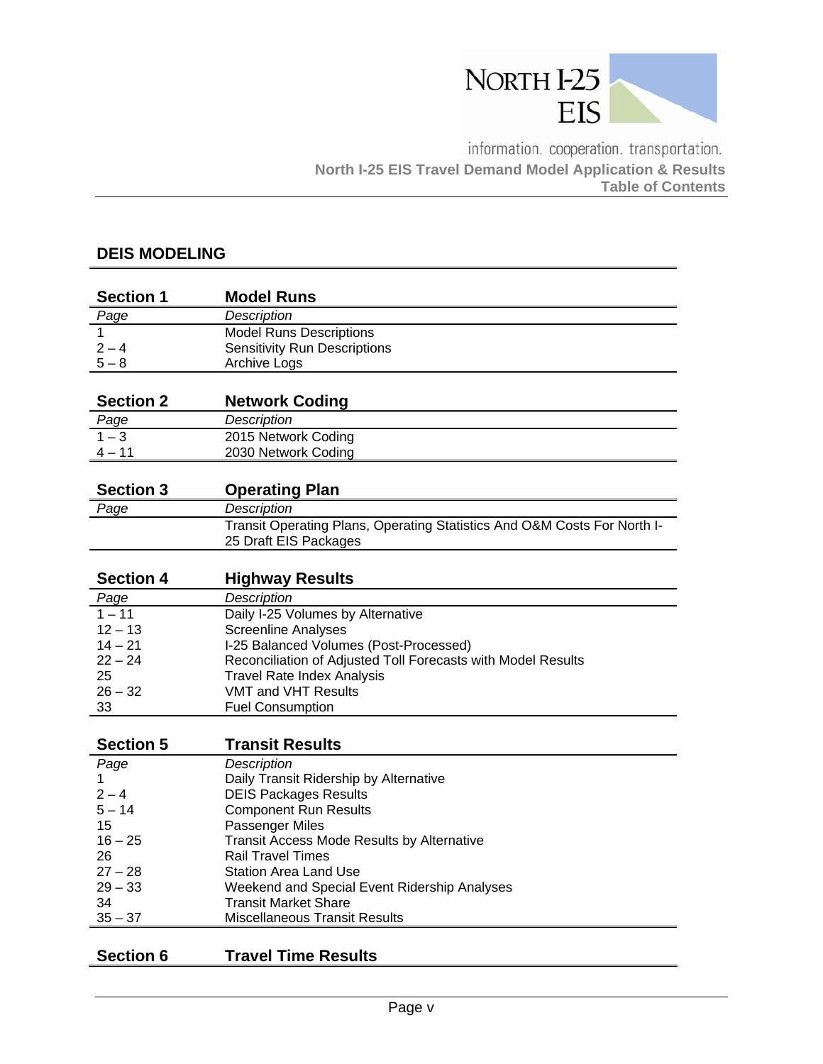## DEIS MODELING

### Section 1 — Model Runs

| Page | Description |
|---|---|
| 1 | Model Runs Descriptions |
| 2 – 4 | Sensitivity Run Descriptions |
| 5 – 8 | Archive Logs |

### Section 2 — Network Coding

| Page | Description |
|---|---|
| 1 – 3 | 2015 Network Coding |
| 4 – 11 | 2030 Network Coding |

### Section 3 — Operating Plan

| Page | Description |
|---|---|
| | Transit Operating Plans, Operating Statistics And O&M Costs For North I-25 Draft EIS Packages |

### Section 4 — Highway Results

| Page | Description |
|---|---|
| 1 – 11 | Daily I-25 Volumes by Alternative |
| 12 – 13 | Screenline Analyses |
| 14 – 21 | I-25 Balanced Volumes (Post-Processed) |
| 22 – 24 | Reconciliation of Adjusted Toll Forecasts with Model Results |
| 25 | Travel Rate Index Analysis |
| 26 – 32 | VMT and VHT Results |
| 33 | Fuel Consumption |

### Section 5 — Transit Results

| Page | Description |
|---|---|
| 1 | Daily Transit Ridership by Alternative |
| 2 – 4 | DEIS Packages Results |
| 5 – 14 | Component Run Results |
| 15 | Passenger Miles |
| 16 – 25 | Transit Access Mode Results by Alternative |
| 26 | Rail Travel Times |
| 27 – 28 | Station Area Land Use |
| 29 – 33 | Weekend and Special Event Ridership Analyses |
| 34 | Transit Market Share |
| 35 – 37 | Miscellaneous Transit Results |

### Section 6 — Travel Time Results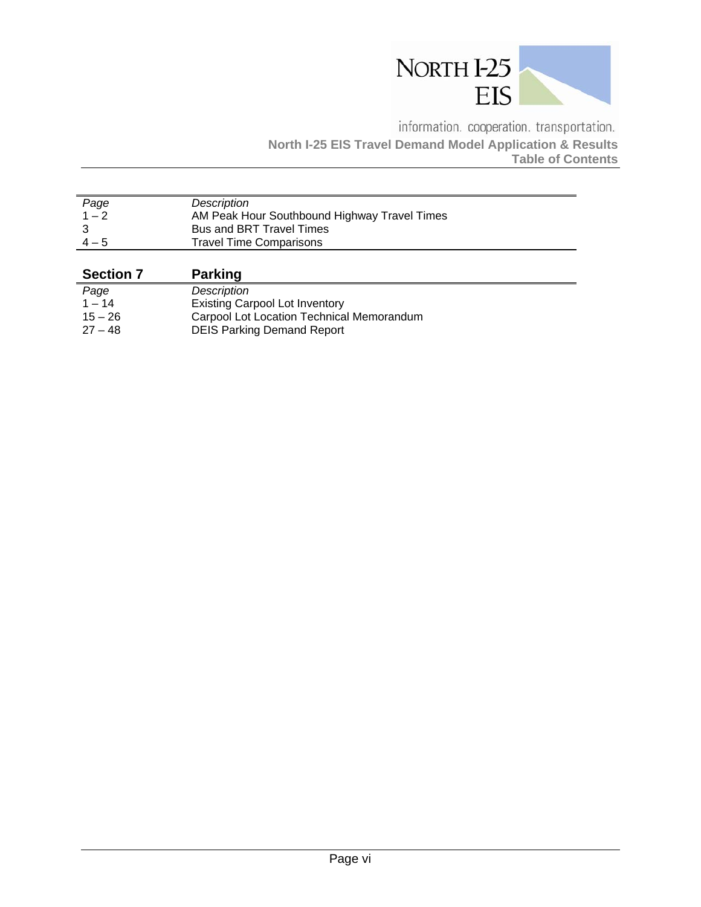| Page | Description |
| --- | --- |
| 1 – 2 | AM Peak Hour Southbound Highway Travel Times |
| 3 | Bus and BRT Travel Times |
| 4 – 5 | Travel Time Comparisons |

| **Section 7** | **Parking** |
| --- | --- |
| *Page* | *Description* |
| 1 – 14 | Existing Carpool Lot Inventory |
| 15 – 26 | Carpool Lot Location Technical Memorandum |
| 27 – 48 | DEIS Parking Demand Report |